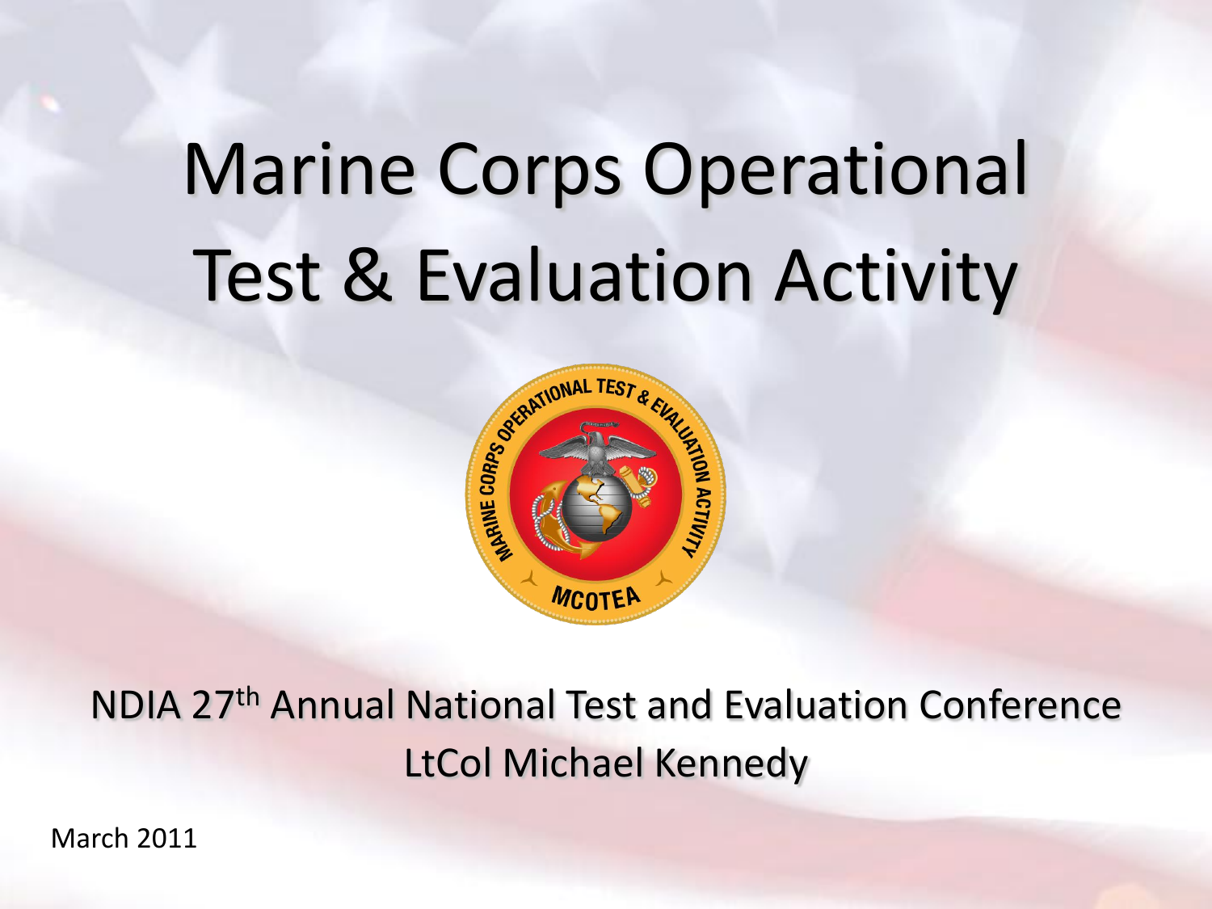# Marine Corps Operational Test & Evaluation Activity

NDIA 27th Annual National Test and Evaluation Conference
LtCol Michael Kennedy

March 2011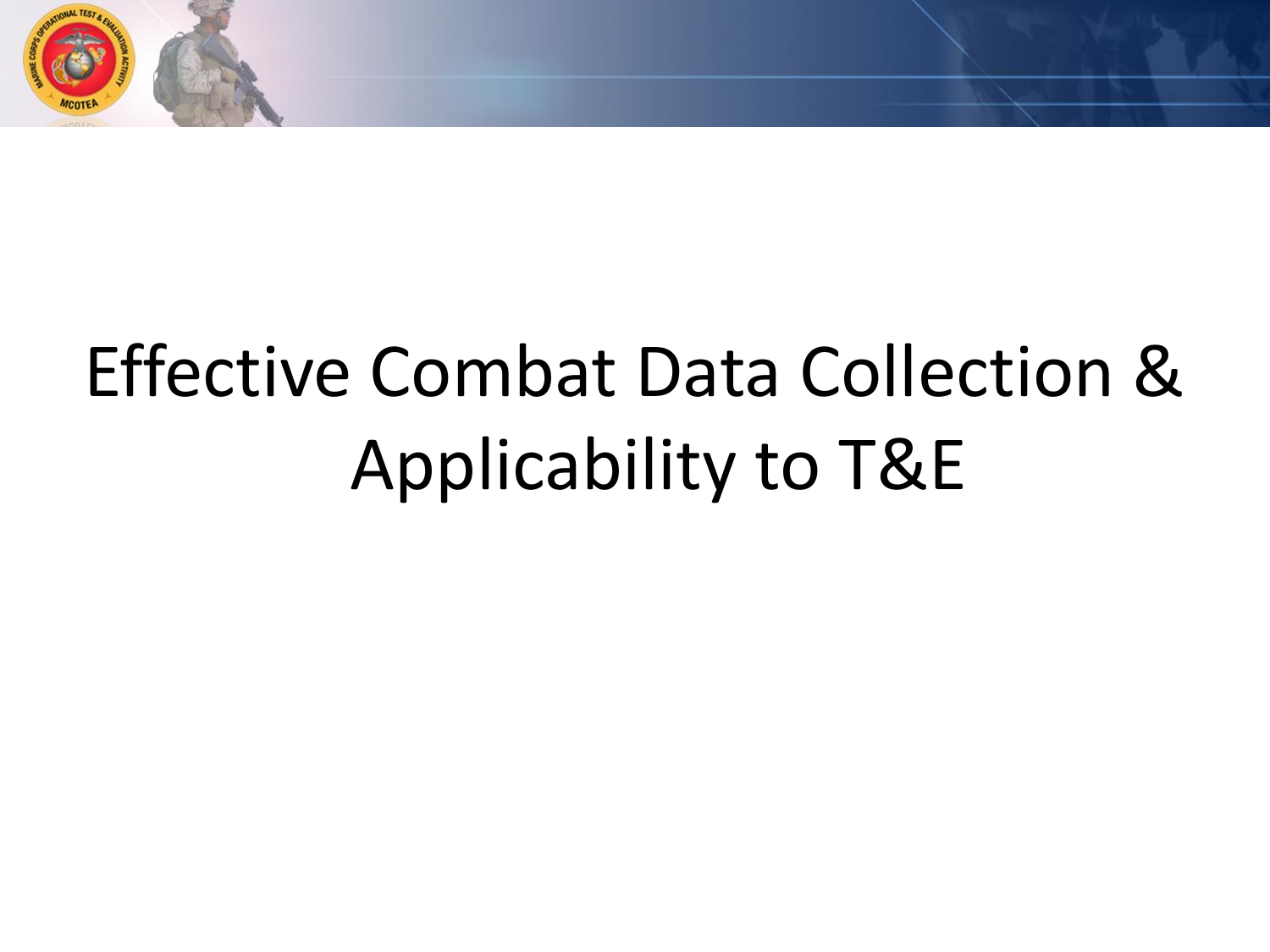# Effective Combat Data Collection & Applicability to T&E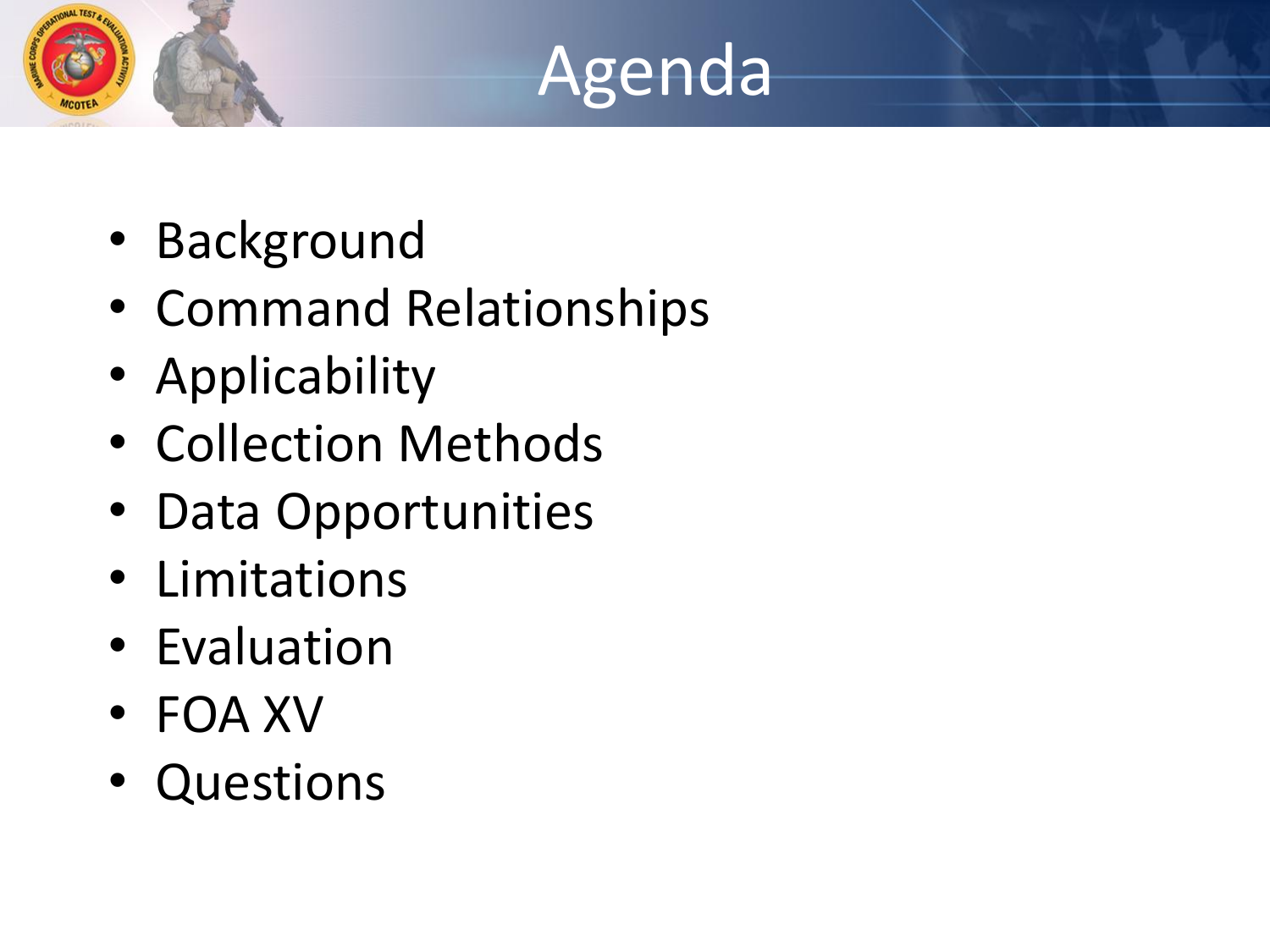# Agenda

- Background
- Command Relationships
- Applicability
- Collection Methods
- Data Opportunities
- Limitations
- Evaluation
- FOA XV
- Questions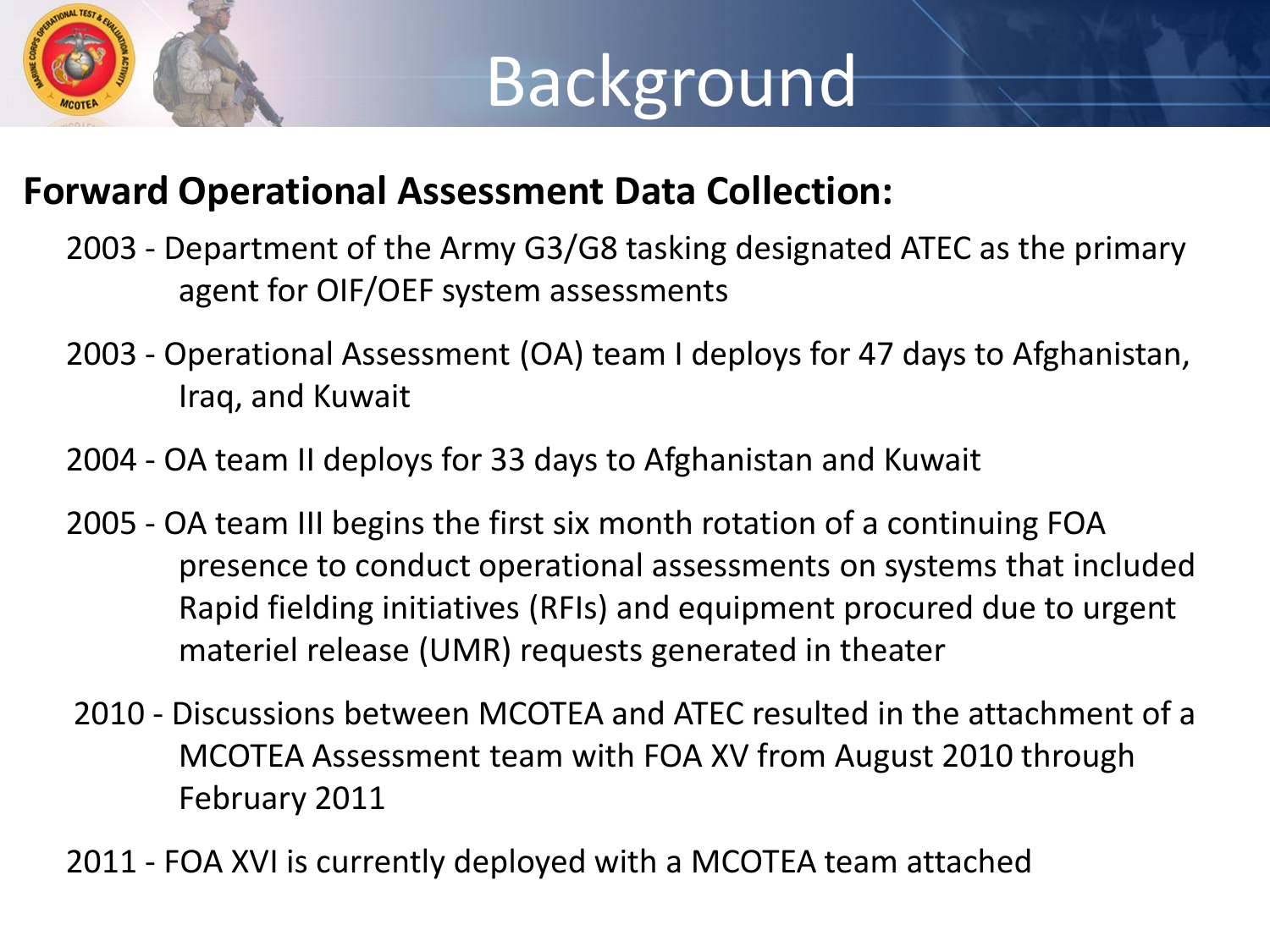# Background

**Forward Operational Assessment Data Collection:**

2003 - Department of the Army G3/G8 tasking designated ATEC as the primary agent for OIF/OEF system assessments

2003 - Operational Assessment (OA) team I deploys for 47 days to Afghanistan, Iraq, and Kuwait

2004 - OA team II deploys for 33 days to Afghanistan and Kuwait

2005 - OA team III begins the first six month rotation of a continuing FOA presence to conduct operational assessments on systems that included Rapid fielding initiatives (RFIs) and equipment procured due to urgent materiel release (UMR) requests generated in theater

2010 - Discussions between MCOTEA and ATEC resulted in the attachment of a MCOTEA Assessment team with FOA XV from August 2010 through February 2011

2011 - FOA XVI is currently deployed with a MCOTEA team attached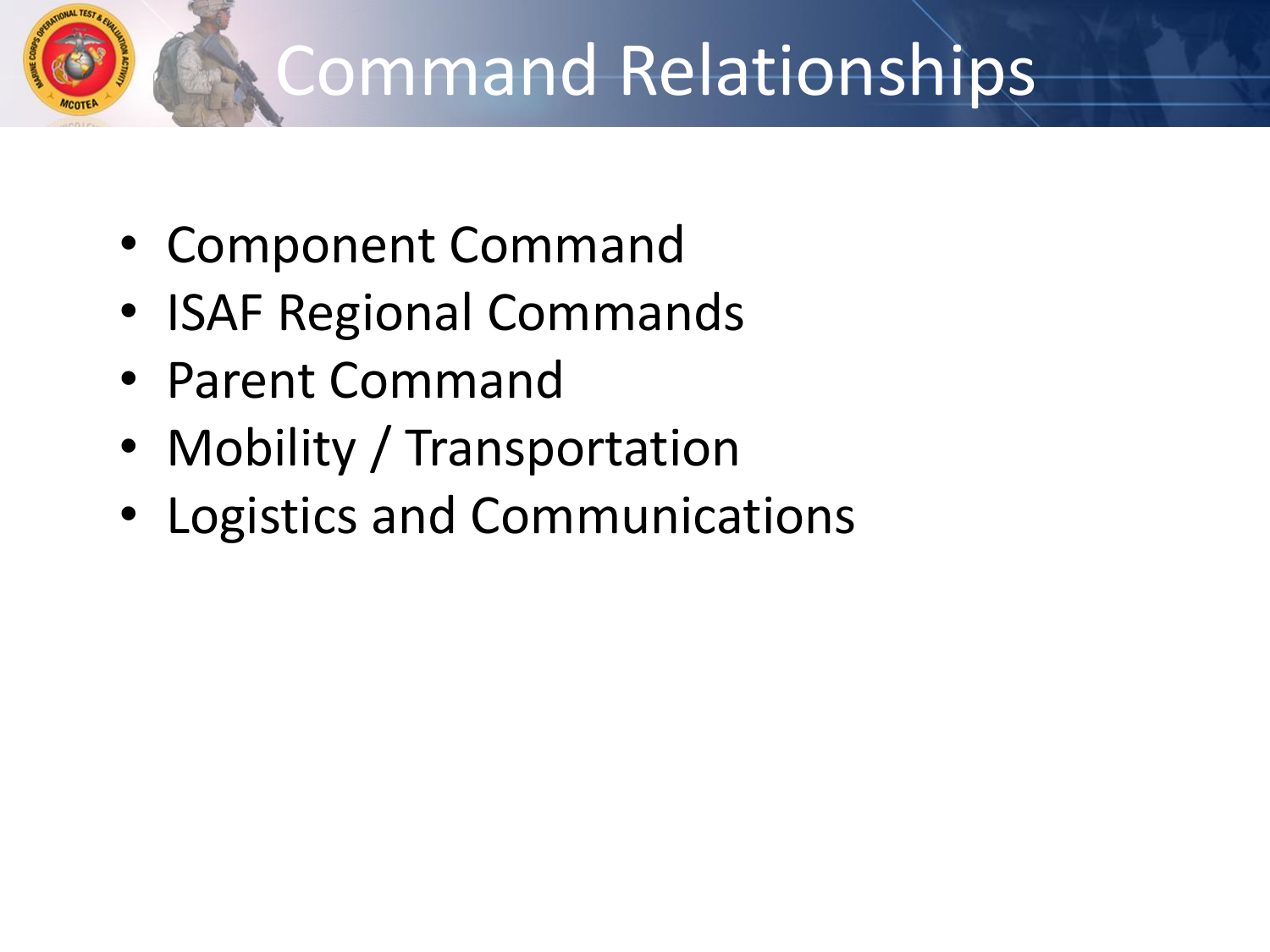# Command Relationships

- Component Command
- ISAF Regional Commands
- Parent Command
- Mobility / Transportation
- Logistics and Communications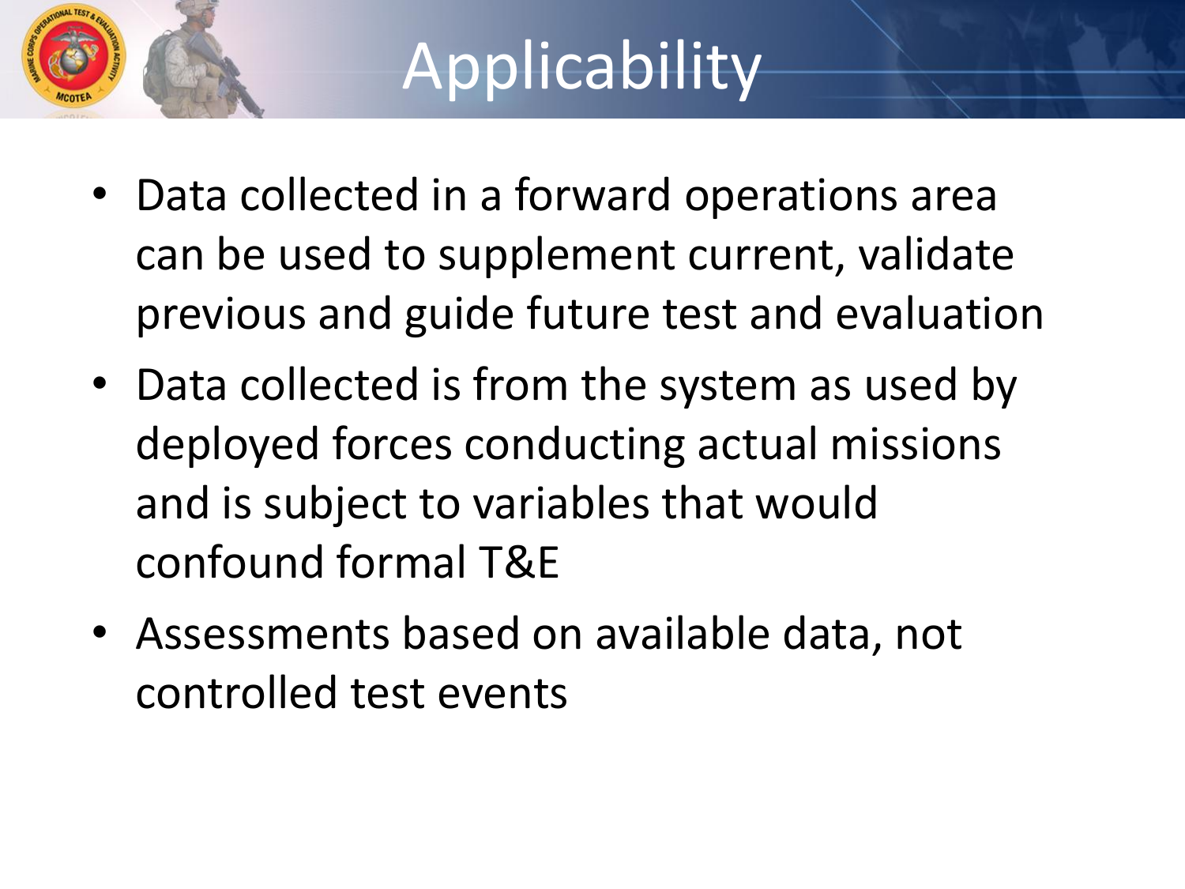# Applicability

- Data collected in a forward operations area can be used to supplement current, validate previous and guide future test and evaluation
- Data collected is from the system as used by deployed forces conducting actual missions and is subject to variables that would confound formal T&E
- Assessments based on available data, not controlled test events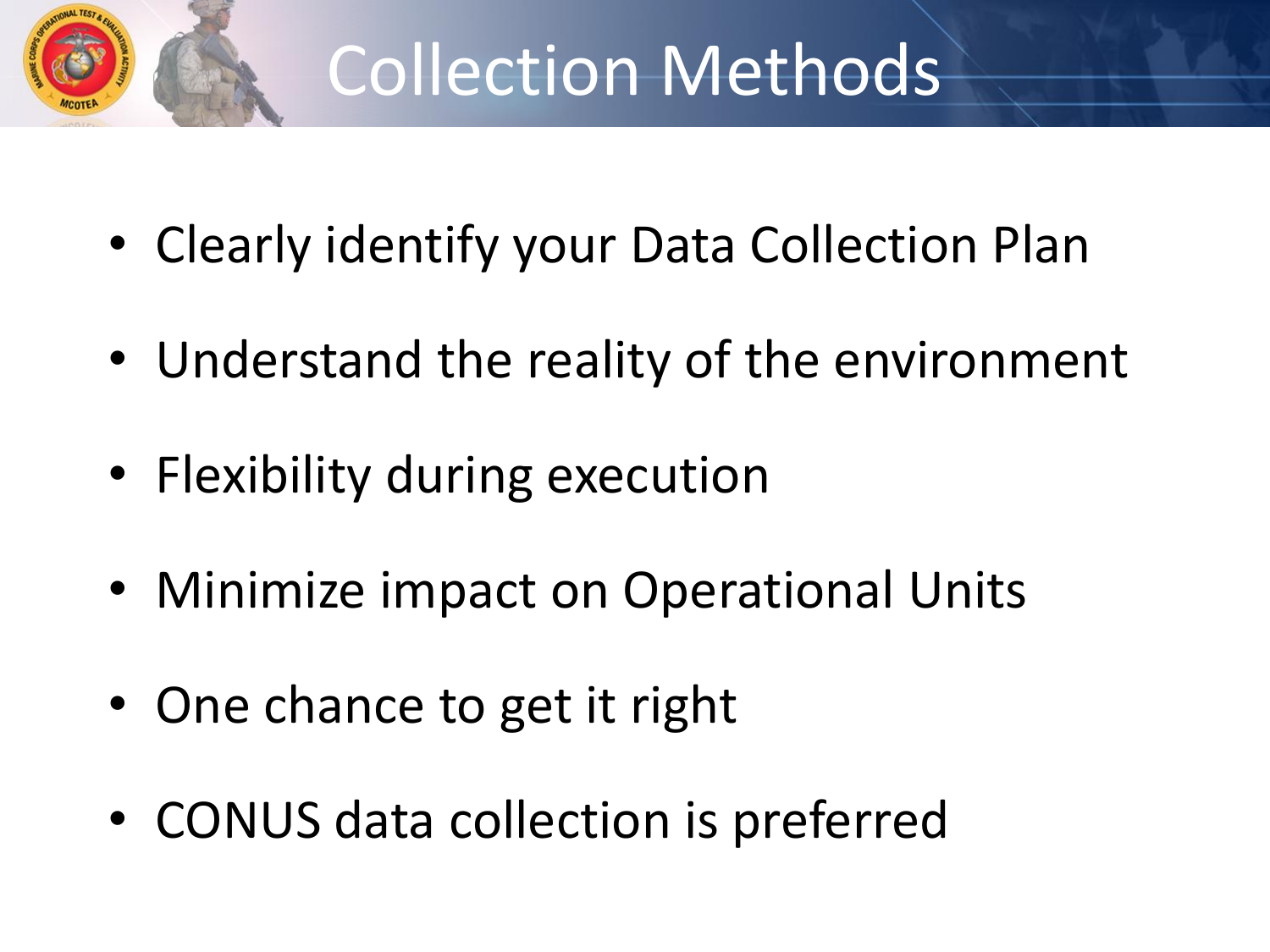# Collection Methods

- Clearly identify your Data Collection Plan
- Understand the reality of the environment
- Flexibility during execution
- Minimize impact on Operational Units
- One chance to get it right
- CONUS data collection is preferred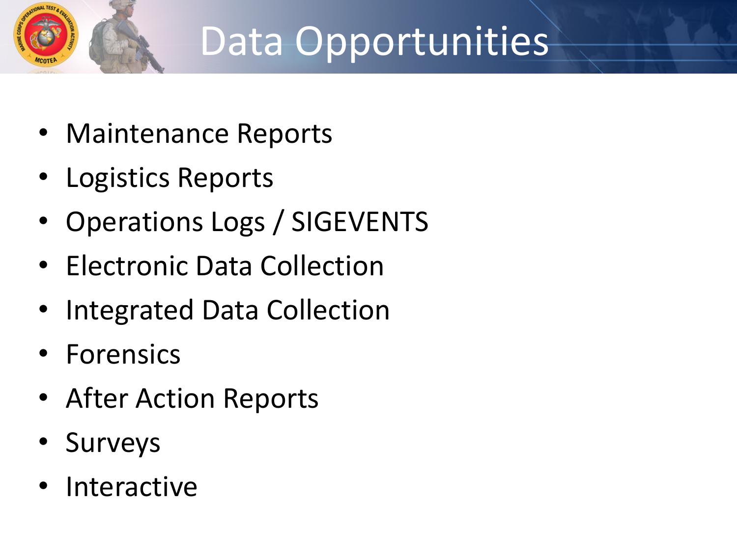# Data Opportunities

- Maintenance Reports
- Logistics Reports
- Operations Logs / SIGEVENTS
- Electronic Data Collection
- Integrated Data Collection
- Forensics
- After Action Reports
- Surveys
- Interactive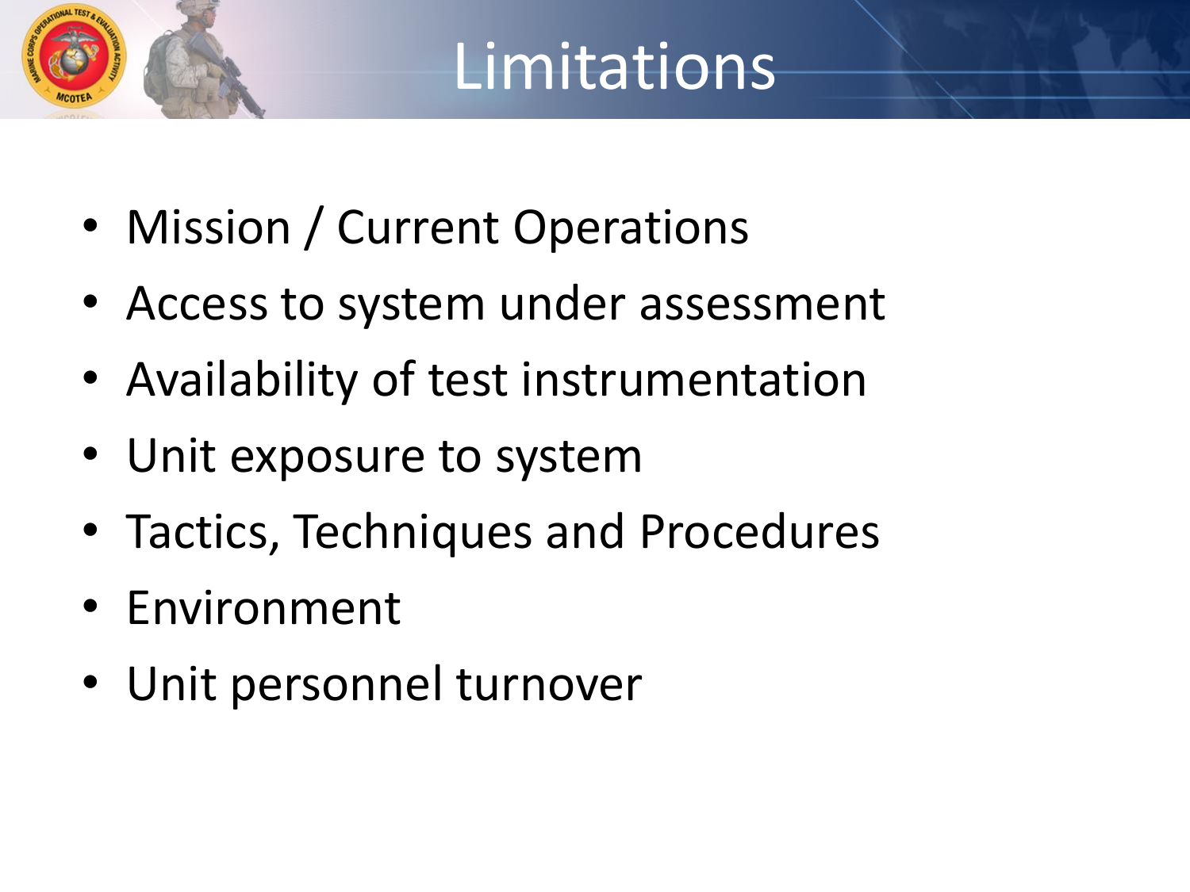# Limitations

- Mission / Current Operations
- Access to system under assessment
- Availability of test instrumentation
- Unit exposure to system
- Tactics, Techniques and Procedures
- Environment
- Unit personnel turnover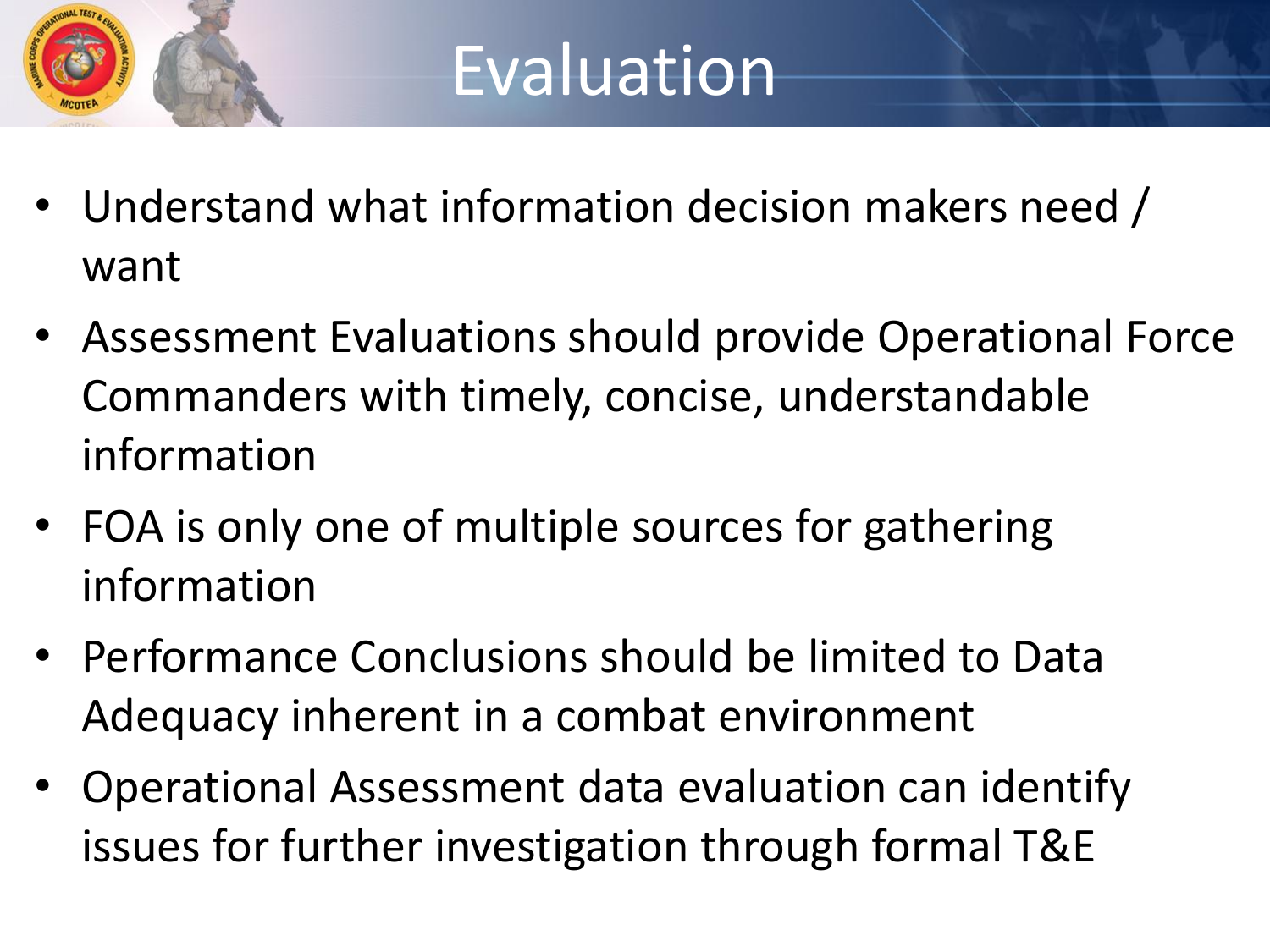# Evaluation

- Understand what information decision makers need / want
- Assessment Evaluations should provide Operational Force Commanders with timely, concise, understandable information
- FOA is only one of multiple sources for gathering information
- Performance Conclusions should be limited to Data Adequacy inherent in a combat environment
- Operational Assessment data evaluation can identify issues for further investigation through formal T&E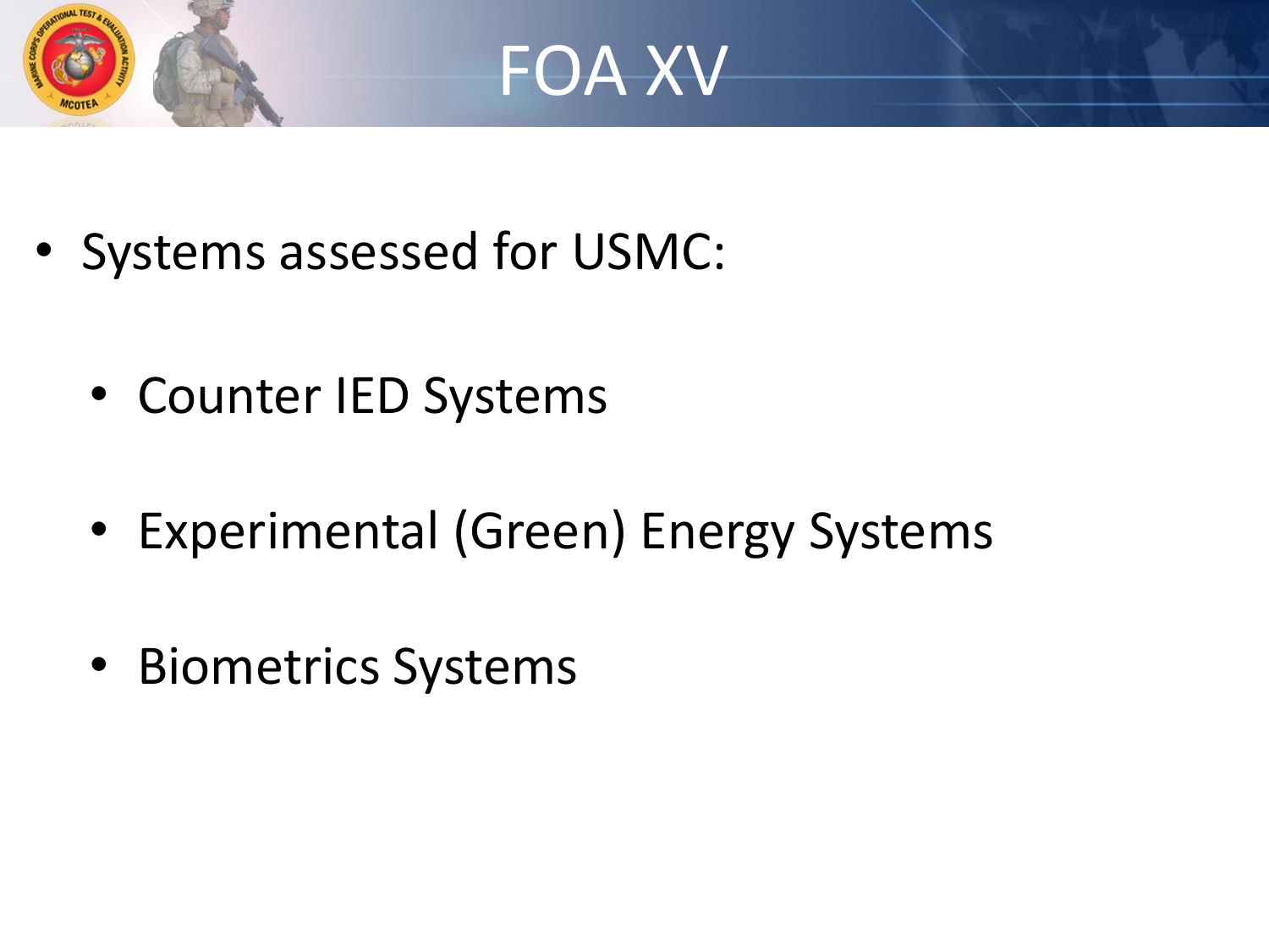# FOA XV

- Systems assessed for USMC:
  - Counter IED Systems
  - Experimental (Green) Energy Systems
  - Biometrics Systems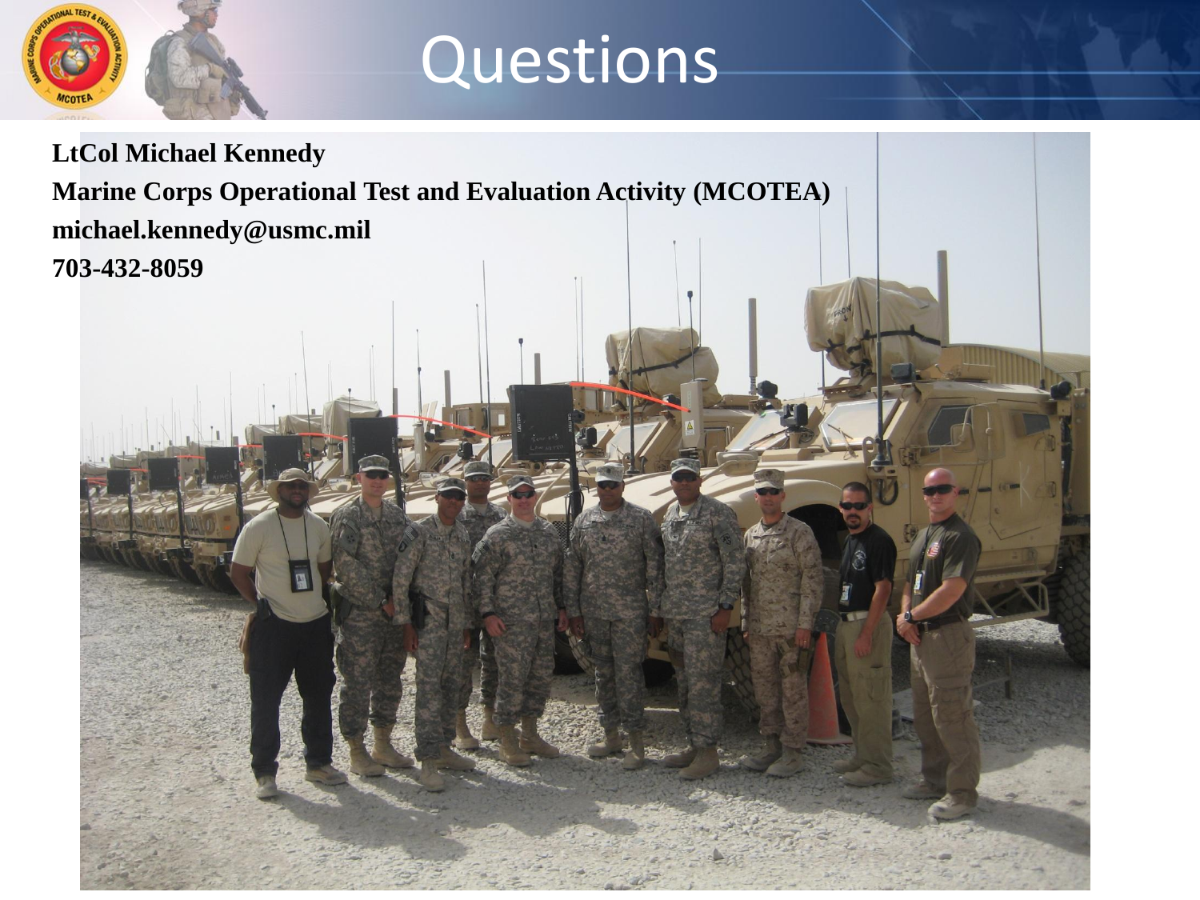# Questions

**LtCol Michael Kennedy**

**Marine Corps Operational Test and Evaluation Activity (MCOTEA)**

**michael.kennedy@usmc.mil**

**703-432-8059**